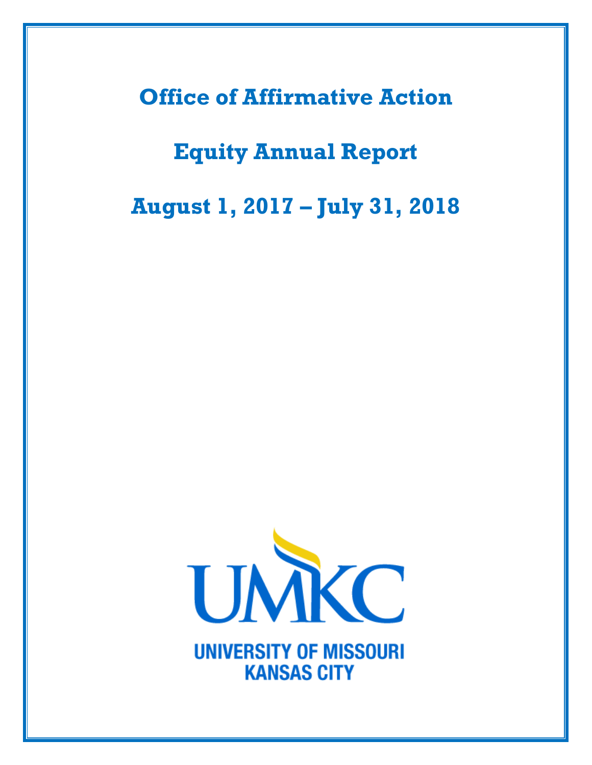# Office of Affirmative Action

# Equity Annual Report

# August 1, 2017 – July 31, 2018

UMKC

UNIVERSITY OF MISSOURI
KANSAS CITY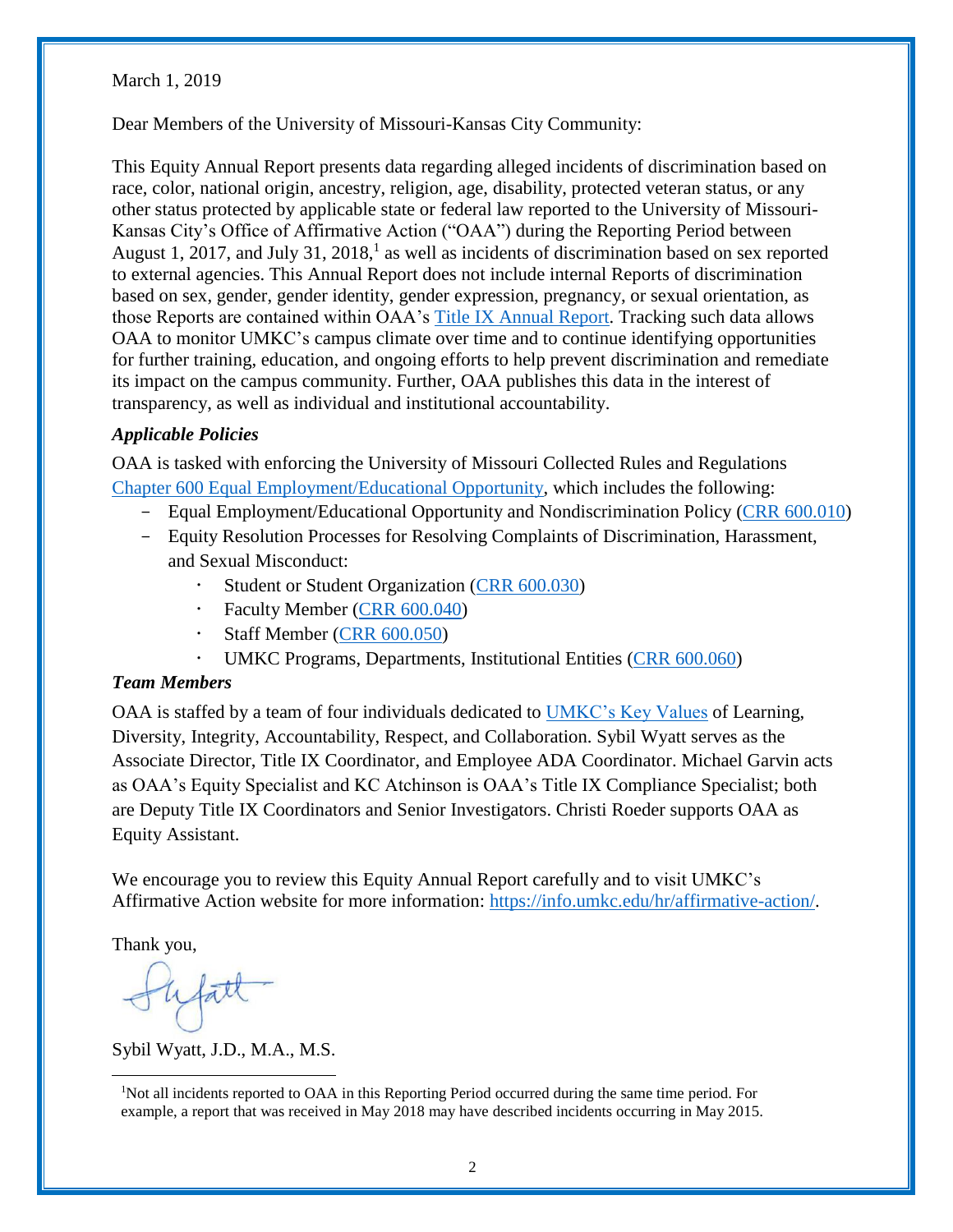March 1, 2019

Dear Members of the University of Missouri-Kansas City Community:

This Equity Annual Report presents data regarding alleged incidents of discrimination based on race, color, national origin, ancestry, religion, age, disability, protected veteran status, or any other status protected by applicable state or federal law reported to the University of Missouri-Kansas City's Office of Affirmative Action ("OAA") during the Reporting Period between August 1, 2017, and July 31, 2018,[1] as well as incidents of discrimination based on sex reported to external agencies. This Annual Report does not include internal Reports of discrimination based on sex, gender, gender identity, gender expression, pregnancy, or sexual orientation, as those Reports are contained within OAA's Title IX Annual Report. Tracking such data allows OAA to monitor UMKC's campus climate over time and to continue identifying opportunities for further training, education, and ongoing efforts to help prevent discrimination and remediate its impact on the campus community. Further, OAA publishes this data in the interest of transparency, as well as individual and institutional accountability.

### *Applicable Policies*

OAA is tasked with enforcing the University of Missouri Collected Rules and Regulations Chapter 600 Equal Employment/Educational Opportunity, which includes the following:

- Equal Employment/Educational Opportunity and Nondiscrimination Policy (CRR 600.010)
- Equity Resolution Processes for Resolving Complaints of Discrimination, Harassment, and Sexual Misconduct:
  - Student or Student Organization (CRR 600.030)
  - Faculty Member (CRR 600.040)
  - Staff Member (CRR 600.050)
  - UMKC Programs, Departments, Institutional Entities (CRR 600.060)

### *Team Members*

OAA is staffed by a team of four individuals dedicated to UMKC's Key Values of Learning, Diversity, Integrity, Accountability, Respect, and Collaboration. Sybil Wyatt serves as the Associate Director, Title IX Coordinator, and Employee ADA Coordinator. Michael Garvin acts as OAA's Equity Specialist and KC Atchinson is OAA's Title IX Compliance Specialist; both are Deputy Title IX Coordinators and Senior Investigators. Christi Roeder supports OAA as Equity Assistant.

We encourage you to review this Equity Annual Report carefully and to visit UMKC's Affirmative Action website for more information: https://info.umkc.edu/hr/affirmative-action/.

Thank you,

Sybil Wyatt, J.D., M.A., M.S.

[1]Not all incidents reported to OAA in this Reporting Period occurred during the same time period. For example, a report that was received in May 2018 may have described incidents occurring in May 2015.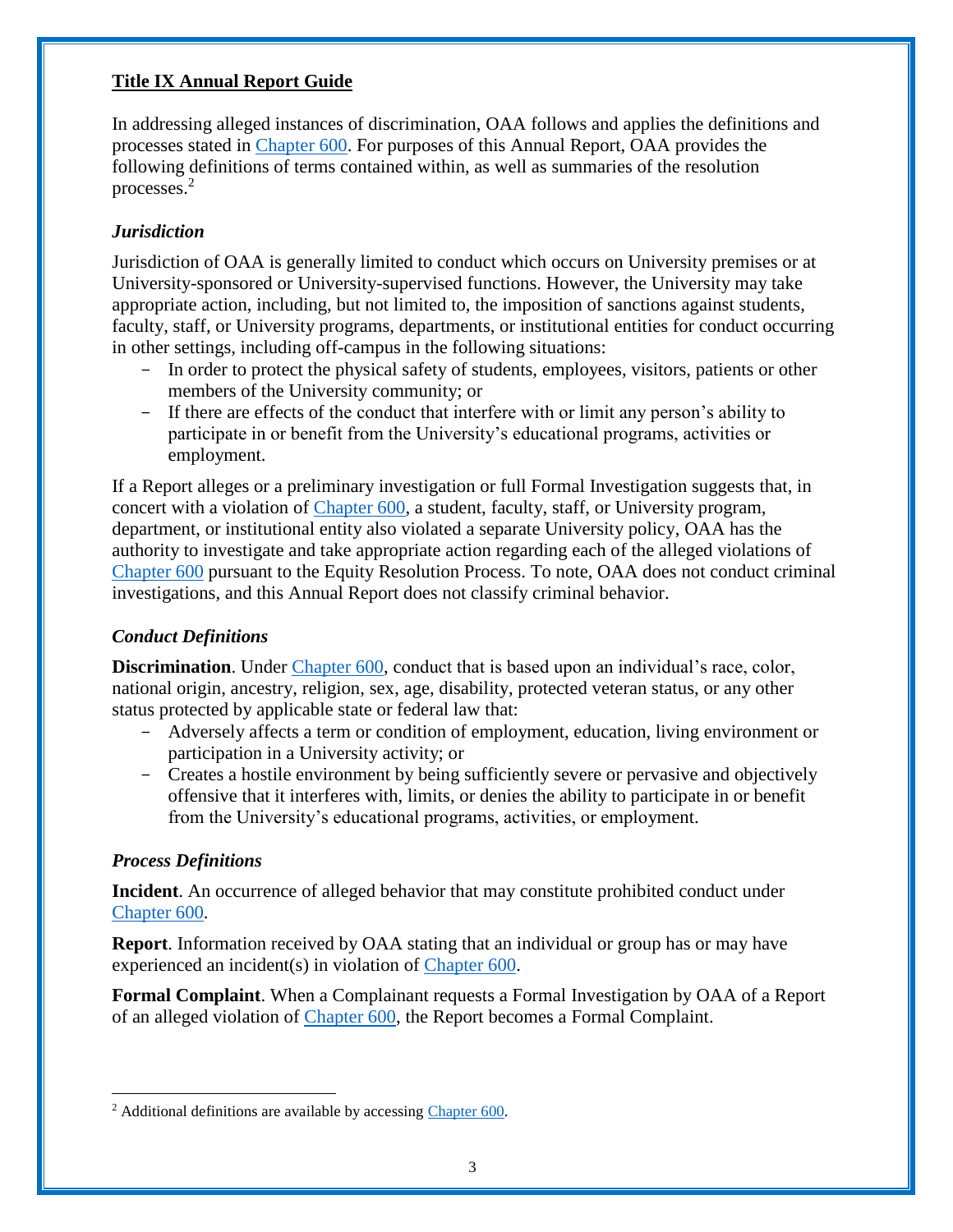## Title IX Annual Report Guide

In addressing alleged instances of discrimination, OAA follows and applies the definitions and processes stated in Chapter 600. For purposes of this Annual Report, OAA provides the following definitions of terms contained within, as well as summaries of the resolution processes.[2]

### *Jurisdiction*

Jurisdiction of OAA is generally limited to conduct which occurs on University premises or at University-sponsored or University-supervised functions. However, the University may take appropriate action, including, but not limited to, the imposition of sanctions against students, faculty, staff, or University programs, departments, or institutional entities for conduct occurring in other settings, including off-campus in the following situations:

- In order to protect the physical safety of students, employees, visitors, patients or other members of the University community; or
- If there are effects of the conduct that interfere with or limit any person's ability to participate in or benefit from the University's educational programs, activities or employment.

If a Report alleges or a preliminary investigation or full Formal Investigation suggests that, in concert with a violation of Chapter 600, a student, faculty, staff, or University program, department, or institutional entity also violated a separate University policy, OAA has the authority to investigate and take appropriate action regarding each of the alleged violations of Chapter 600 pursuant to the Equity Resolution Process. To note, OAA does not conduct criminal investigations, and this Annual Report does not classify criminal behavior.

### *Conduct Definitions*

**Discrimination**. Under Chapter 600, conduct that is based upon an individual's race, color, national origin, ancestry, religion, sex, age, disability, protected veteran status, or any other status protected by applicable state or federal law that:

- Adversely affects a term or condition of employment, education, living environment or participation in a University activity; or
- Creates a hostile environment by being sufficiently severe or pervasive and objectively offensive that it interferes with, limits, or denies the ability to participate in or benefit from the University's educational programs, activities, or employment.

### *Process Definitions*

**Incident**. An occurrence of alleged behavior that may constitute prohibited conduct under Chapter 600.

**Report**. Information received by OAA stating that an individual or group has or may have experienced an incident(s) in violation of Chapter 600.

**Formal Complaint**. When a Complainant requests a Formal Investigation by OAA of a Report of an alleged violation of Chapter 600, the Report becomes a Formal Complaint.

---

[2] Additional definitions are available by accessing Chapter 600.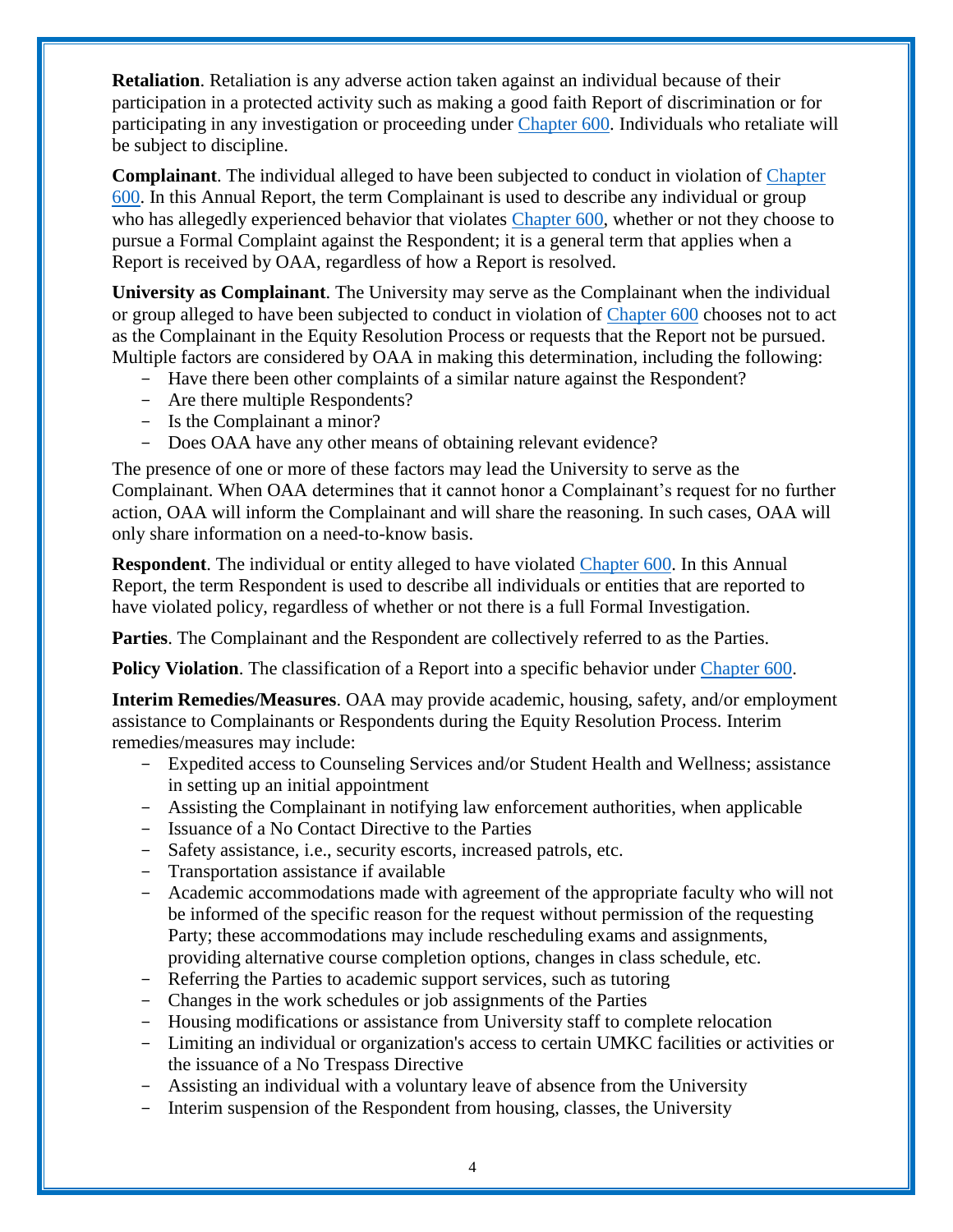**Retaliation**. Retaliation is any adverse action taken against an individual because of their participation in a protected activity such as making a good faith Report of discrimination or for participating in any investigation or proceeding under Chapter 600. Individuals who retaliate will be subject to discipline.

**Complainant**. The individual alleged to have been subjected to conduct in violation of Chapter 600. In this Annual Report, the term Complainant is used to describe any individual or group who has allegedly experienced behavior that violates Chapter 600, whether or not they choose to pursue a Formal Complaint against the Respondent; it is a general term that applies when a Report is received by OAA, regardless of how a Report is resolved.

**University as Complainant**. The University may serve as the Complainant when the individual or group alleged to have been subjected to conduct in violation of Chapter 600 chooses not to act as the Complainant in the Equity Resolution Process or requests that the Report not be pursued. Multiple factors are considered by OAA in making this determination, including the following:

- Have there been other complaints of a similar nature against the Respondent?
- Are there multiple Respondents?
- Is the Complainant a minor?
- Does OAA have any other means of obtaining relevant evidence?

The presence of one or more of these factors may lead the University to serve as the Complainant. When OAA determines that it cannot honor a Complainant's request for no further action, OAA will inform the Complainant and will share the reasoning. In such cases, OAA will only share information on a need-to-know basis.

**Respondent**. The individual or entity alleged to have violated Chapter 600. In this Annual Report, the term Respondent is used to describe all individuals or entities that are reported to have violated policy, regardless of whether or not there is a full Formal Investigation.

**Parties**. The Complainant and the Respondent are collectively referred to as the Parties.

**Policy Violation**. The classification of a Report into a specific behavior under Chapter 600.

**Interim Remedies/Measures**. OAA may provide academic, housing, safety, and/or employment assistance to Complainants or Respondents during the Equity Resolution Process. Interim remedies/measures may include:

- Expedited access to Counseling Services and/or Student Health and Wellness; assistance in setting up an initial appointment
- Assisting the Complainant in notifying law enforcement authorities, when applicable
- Issuance of a No Contact Directive to the Parties
- Safety assistance, i.e., security escorts, increased patrols, etc.
- Transportation assistance if available
- Academic accommodations made with agreement of the appropriate faculty who will not be informed of the specific reason for the request without permission of the requesting Party; these accommodations may include rescheduling exams and assignments, providing alternative course completion options, changes in class schedule, etc.
- Referring the Parties to academic support services, such as tutoring
- Changes in the work schedules or job assignments of the Parties
- Housing modifications or assistance from University staff to complete relocation
- Limiting an individual or organization's access to certain UMKC facilities or activities or the issuance of a No Trespass Directive
- Assisting an individual with a voluntary leave of absence from the University
- Interim suspension of the Respondent from housing, classes, the University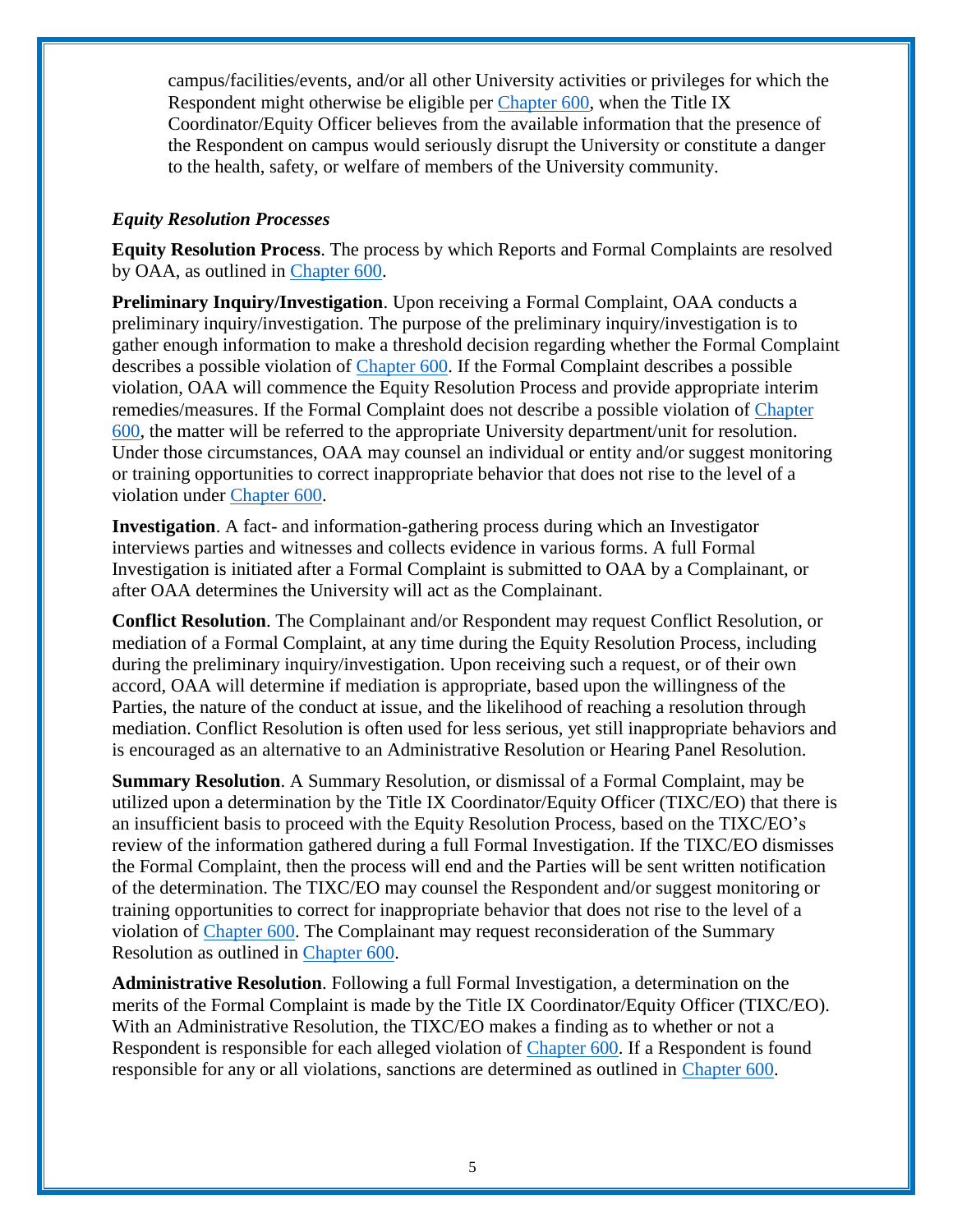campus/facilities/events, and/or all other University activities or privileges for which the Respondent might otherwise be eligible per Chapter 600, when the Title IX Coordinator/Equity Officer believes from the available information that the presence of the Respondent on campus would seriously disrupt the University or constitute a danger to the health, safety, or welfare of members of the University community.

***Equity Resolution Processes***

**Equity Resolution Process**. The process by which Reports and Formal Complaints are resolved by OAA, as outlined in Chapter 600.

**Preliminary Inquiry/Investigation**. Upon receiving a Formal Complaint, OAA conducts a preliminary inquiry/investigation. The purpose of the preliminary inquiry/investigation is to gather enough information to make a threshold decision regarding whether the Formal Complaint describes a possible violation of Chapter 600. If the Formal Complaint describes a possible violation, OAA will commence the Equity Resolution Process and provide appropriate interim remedies/measures. If the Formal Complaint does not describe a possible violation of Chapter 600, the matter will be referred to the appropriate University department/unit for resolution. Under those circumstances, OAA may counsel an individual or entity and/or suggest monitoring or training opportunities to correct inappropriate behavior that does not rise to the level of a violation under Chapter 600.

**Investigation**. A fact- and information-gathering process during which an Investigator interviews parties and witnesses and collects evidence in various forms. A full Formal Investigation is initiated after a Formal Complaint is submitted to OAA by a Complainant, or after OAA determines the University will act as the Complainant.

**Conflict Resolution**. The Complainant and/or Respondent may request Conflict Resolution, or mediation of a Formal Complaint, at any time during the Equity Resolution Process, including during the preliminary inquiry/investigation. Upon receiving such a request, or of their own accord, OAA will determine if mediation is appropriate, based upon the willingness of the Parties, the nature of the conduct at issue, and the likelihood of reaching a resolution through mediation. Conflict Resolution is often used for less serious, yet still inappropriate behaviors and is encouraged as an alternative to an Administrative Resolution or Hearing Panel Resolution.

**Summary Resolution**. A Summary Resolution, or dismissal of a Formal Complaint, may be utilized upon a determination by the Title IX Coordinator/Equity Officer (TIXC/EO) that there is an insufficient basis to proceed with the Equity Resolution Process, based on the TIXC/EO's review of the information gathered during a full Formal Investigation. If the TIXC/EO dismisses the Formal Complaint, then the process will end and the Parties will be sent written notification of the determination. The TIXC/EO may counsel the Respondent and/or suggest monitoring or training opportunities to correct for inappropriate behavior that does not rise to the level of a violation of Chapter 600. The Complainant may request reconsideration of the Summary Resolution as outlined in Chapter 600.

**Administrative Resolution**. Following a full Formal Investigation, a determination on the merits of the Formal Complaint is made by the Title IX Coordinator/Equity Officer (TIXC/EO). With an Administrative Resolution, the TIXC/EO makes a finding as to whether or not a Respondent is responsible for each alleged violation of Chapter 600. If a Respondent is found responsible for any or all violations, sanctions are determined as outlined in Chapter 600.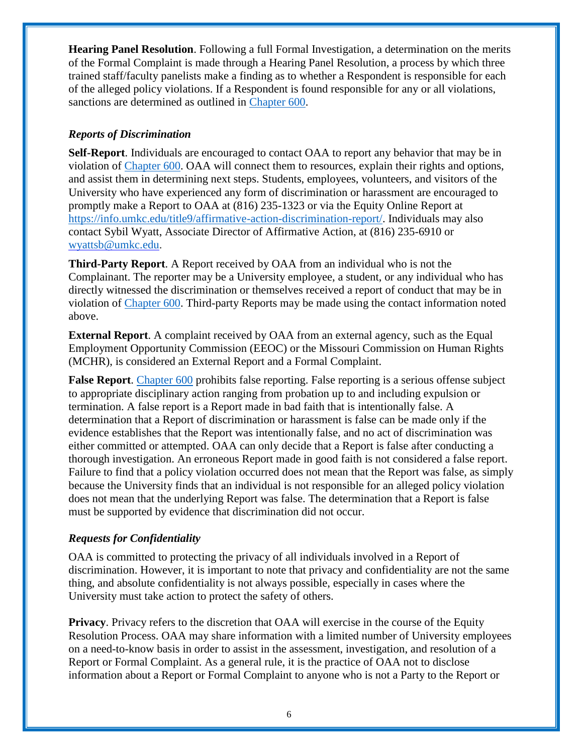**Hearing Panel Resolution**. Following a full Formal Investigation, a determination on the merits of the Formal Complaint is made through a Hearing Panel Resolution, a process by which three trained staff/faculty panelists make a finding as to whether a Respondent is responsible for each of the alleged policy violations. If a Respondent is found responsible for any or all violations, sanctions are determined as outlined in [Chapter 600](#).

### *Reports of Discrimination*

**Self-Report**. Individuals are encouraged to contact OAA to report any behavior that may be in violation of [Chapter 600](#). OAA will connect them to resources, explain their rights and options, and assist them in determining next steps. Students, employees, volunteers, and visitors of the University who have experienced any form of discrimination or harassment are encouraged to promptly make a Report to OAA at (816) 235-1323 or via the Equity Online Report at https://info.umkc.edu/title9/affirmative-action-discrimination-report/. Individuals may also contact Sybil Wyatt, Associate Director of Affirmative Action, at (816) 235-6910 or wyattsb@umkc.edu.

**Third-Party Report**. A Report received by OAA from an individual who is not the Complainant. The reporter may be a University employee, a student, or any individual who has directly witnessed the discrimination or themselves received a report of conduct that may be in violation of [Chapter 600](#). Third-party Reports may be made using the contact information noted above.

**External Report**. A complaint received by OAA from an external agency, such as the Equal Employment Opportunity Commission (EEOC) or the Missouri Commission on Human Rights (MCHR), is considered an External Report and a Formal Complaint.

**False Report**. [Chapter 600](#) prohibits false reporting. False reporting is a serious offense subject to appropriate disciplinary action ranging from probation up to and including expulsion or termination. A false report is a Report made in bad faith that is intentionally false. A determination that a Report of discrimination or harassment is false can be made only if the evidence establishes that the Report was intentionally false, and no act of discrimination was either committed or attempted. OAA can only decide that a Report is false after conducting a thorough investigation. An erroneous Report made in good faith is not considered a false report. Failure to find that a policy violation occurred does not mean that the Report was false, as simply because the University finds that an individual is not responsible for an alleged policy violation does not mean that the underlying Report was false. The determination that a Report is false must be supported by evidence that discrimination did not occur.

### *Requests for Confidentiality*

OAA is committed to protecting the privacy of all individuals involved in a Report of discrimination. However, it is important to note that privacy and confidentiality are not the same thing, and absolute confidentiality is not always possible, especially in cases where the University must take action to protect the safety of others.

**Privacy**. Privacy refers to the discretion that OAA will exercise in the course of the Equity Resolution Process. OAA may share information with a limited number of University employees on a need-to-know basis in order to assist in the assessment, investigation, and resolution of a Report or Formal Complaint. As a general rule, it is the practice of OAA not to disclose information about a Report or Formal Complaint to anyone who is not a Party to the Report or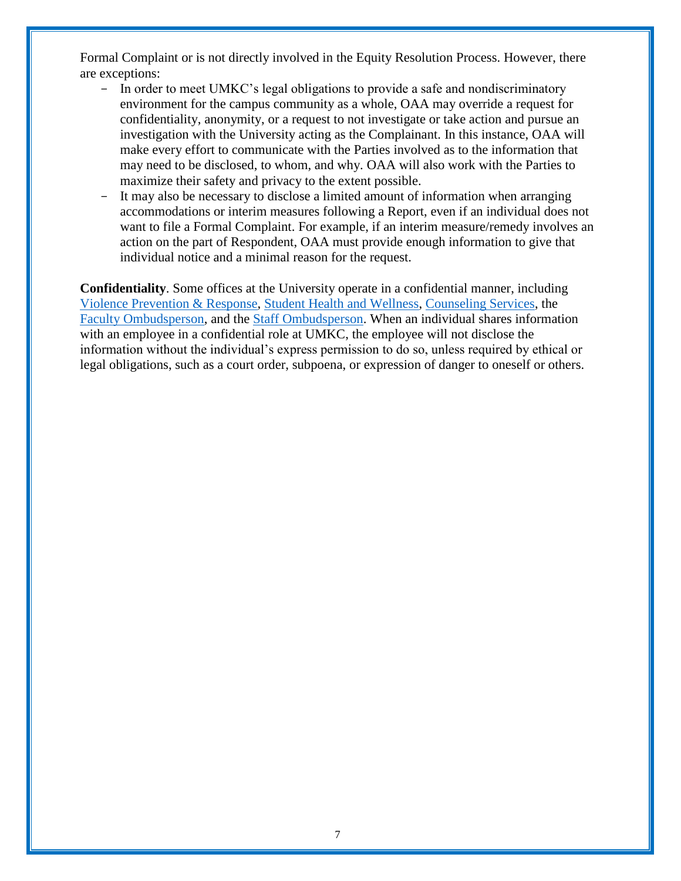Formal Complaint or is not directly involved in the Equity Resolution Process. However, there are exceptions:

- In order to meet UMKC's legal obligations to provide a safe and nondiscriminatory environment for the campus community as a whole, OAA may override a request for confidentiality, anonymity, or a request to not investigate or take action and pursue an investigation with the University acting as the Complainant. In this instance, OAA will make every effort to communicate with the Parties involved as to the information that may need to be disclosed, to whom, and why. OAA will also work with the Parties to maximize their safety and privacy to the extent possible.
- It may also be necessary to disclose a limited amount of information when arranging accommodations or interim measures following a Report, even if an individual does not want to file a Formal Complaint. For example, if an interim measure/remedy involves an action on the part of Respondent, OAA must provide enough information to give that individual notice and a minimal reason for the request.

**Confidentiality**. Some offices at the University operate in a confidential manner, including Violence Prevention & Response, Student Health and Wellness, Counseling Services, the Faculty Ombudsperson, and the Staff Ombudsperson. When an individual shares information with an employee in a confidential role at UMKC, the employee will not disclose the information without the individual's express permission to do so, unless required by ethical or legal obligations, such as a court order, subpoena, or expression of danger to oneself or others.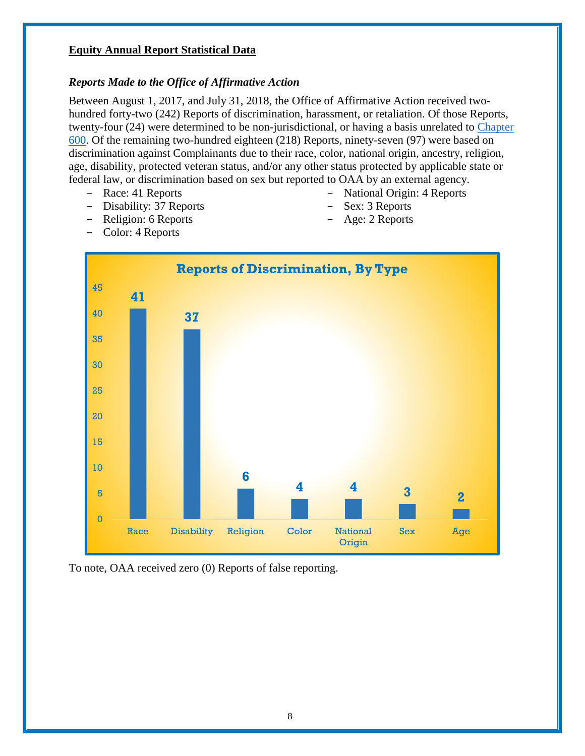**Equity Annual Report Statistical Data**

***Reports Made to the Office of Affirmative Action***

Between August 1, 2017, and July 31, 2018, the Office of Affirmative Action received two-hundred forty-two (242) Reports of discrimination, harassment, or retaliation. Of those Reports, twenty-four (24) were determined to be non-jurisdictional, or having a basis unrelated to [Chapter 600](). Of the remaining two-hundred eighteen (218) Reports, ninety-seven (97) were based on discrimination against Complainants due to their race, color, national origin, ancestry, religion, age, disability, protected veteran status, and/or any other status protected by applicable state or federal law, or discrimination based on sex but reported to OAA by an external agency.

- Race: 41 Reports
- Disability: 37 Reports
- Religion: 6 Reports
- Color: 4 Reports
- National Origin: 4 Reports
- Sex: 3 Reports
- Age: 2 Reports

**Reports of Discrimination, By Type**

| Type | Reports |
|---|---|
| Race | 41 |
| Disability | 37 |
| Religion | 6 |
| Color | 4 |
| National Origin | 4 |
| Sex | 3 |
| Age | 2 |

To note, OAA received zero (0) Reports of false reporting.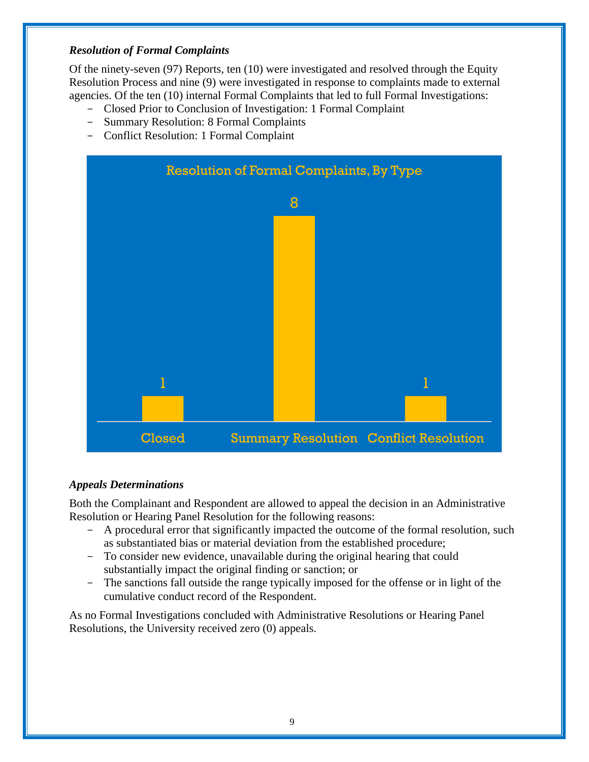### *Resolution of Formal Complaints*

Of the ninety-seven (97) Reports, ten (10) were investigated and resolved through the Equity Resolution Process and nine (9) were investigated in response to complaints made to external agencies. Of the ten (10) internal Formal Complaints that led to full Formal Investigations:

- Closed Prior to Conclusion of Investigation: 1 Formal Complaint
- Summary Resolution: 8 Formal Complaints
- Conflict Resolution: 1 Formal Complaint

Resolution of Formal Complaints, By Type

8

1

1

Closed

Summary Resolution

Conflict Resolution

### *Appeals Determinations*

Both the Complainant and Respondent are allowed to appeal the decision in an Administrative Resolution or Hearing Panel Resolution for the following reasons:

- A procedural error that significantly impacted the outcome of the formal resolution, such as substantiated bias or material deviation from the established procedure;
- To consider new evidence, unavailable during the original hearing that could substantially impact the original finding or sanction; or
- The sanctions fall outside the range typically imposed for the offense or in light of the cumulative conduct record of the Respondent.

As no Formal Investigations concluded with Administrative Resolutions or Hearing Panel Resolutions, the University received zero (0) appeals.